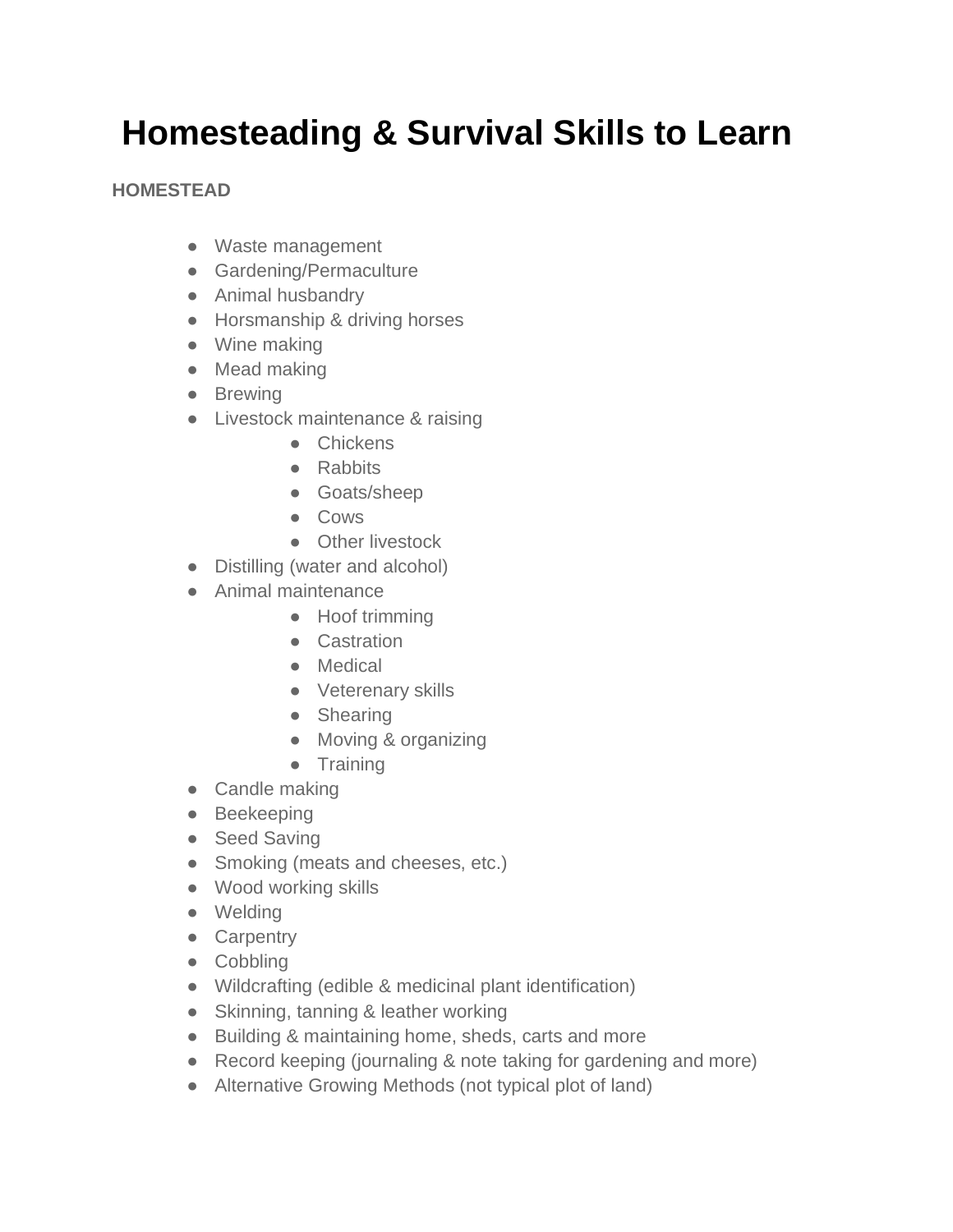# Homesteading & Survival Skills to Learn

**HOMESTEAD**

- Waste management
- Gardening/Permaculture
- Animal husbandry
- Horsmanship & driving horses
- Wine making
- Mead making
- Brewing
- Livestock maintenance & raising
    - Chickens
    - Rabbits
    - Goats/sheep
    - Cows
    - Other livestock
- Distilling (water and alcohol)
- Animal maintenance
    - Hoof trimming
    - Castration
    - Medical
    - Veterenary skills
    - Shearing
    - Moving & organizing
    - Training
- Candle making
- Beekeeping
- Seed Saving
- Smoking (meats and cheeses, etc.)
- Wood working skills
- Welding
- Carpentry
- Cobbling
- Wildcrafting (edible & medicinal plant identification)
- Skinning, tanning & leather working
- Building & maintaining home, sheds, carts and more
- Record keeping (journaling & note taking for gardening and more)
- Alternative Growing Methods (not typical plot of land)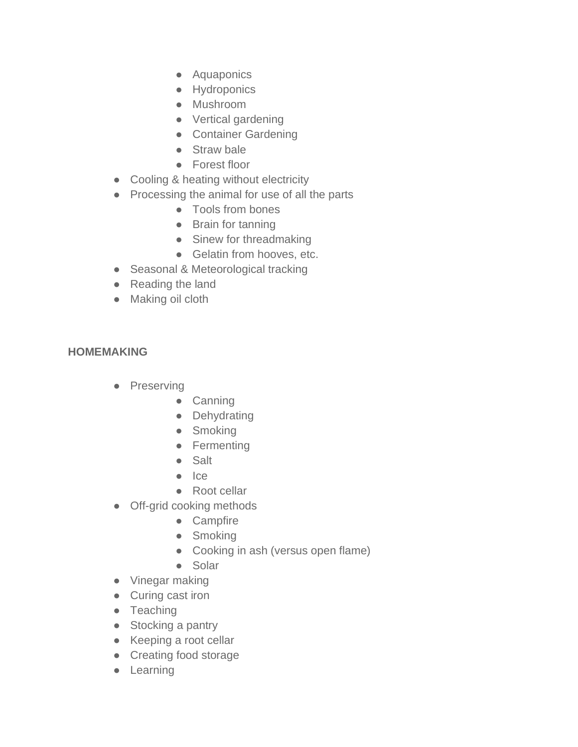- Aquaponics
    - Hydroponics
    - Mushroom
    - Vertical gardening
    - Container Gardening
    - Straw bale
    - Forest floor
- Cooling & heating without electricity
- Processing the animal for use of all the parts
    - Tools from bones
    - Brain for tanning
    - Sinew for threadmaking
    - Gelatin from hooves, etc.
- Seasonal & Meteorological tracking
- Reading the land
- Making oil cloth

**HOMEMAKING**

- Preserving
    - Canning
    - Dehydrating
    - Smoking
    - Fermenting
    - Salt
    - Ice
    - Root cellar
- Off-grid cooking methods
    - Campfire
    - Smoking
    - Cooking in ash (versus open flame)
    - Solar
- Vinegar making
- Curing cast iron
- Teaching
- Stocking a pantry
- Keeping a root cellar
- Creating food storage
- Learning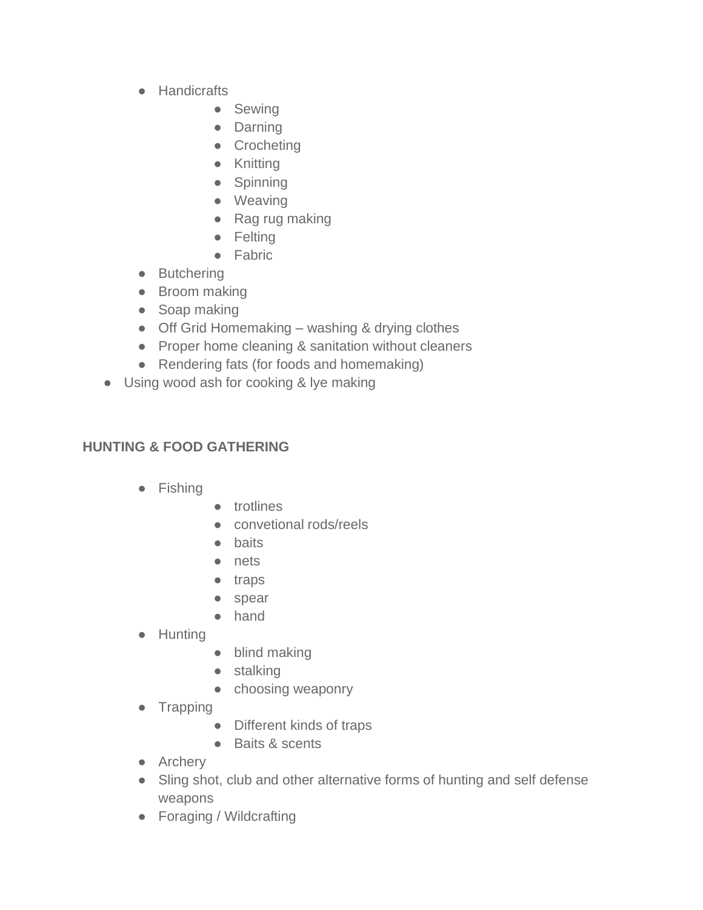- Handicrafts
    - Sewing
    - Darning
    - Crocheting
    - Knitting
    - Spinning
    - Weaving
    - Rag rug making
    - Felting
    - Fabric
- Butchering
- Broom making
- Soap making
- Off Grid Homemaking – washing & drying clothes
- Proper home cleaning & sanitation without cleaners
- Rendering fats (for foods and homemaking)

- Using wood ash for cooking & lye making

**HUNTING & FOOD GATHERING**

- Fishing
    - trotlines
    - convetional rods/reels
    - baits
    - nets
    - traps
    - spear
    - hand
- Hunting
    - blind making
    - stalking
    - choosing weaponry
- Trapping
    - Different kinds of traps
    - Baits & scents
- Archery
- Sling shot, club and other alternative forms of hunting and self defense weapons
- Foraging / Wildcrafting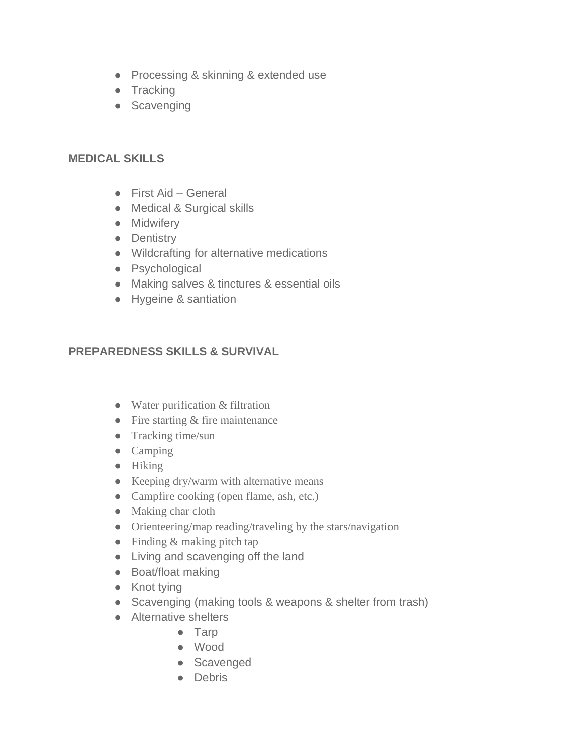- Processing & skinning & extended use
- Tracking
- Scavenging

**MEDICAL SKILLS**

- First Aid – General
- Medical & Surgical skills
- Midwifery
- Dentistry
- Wildcrafting for alternative medications
- Psychological
- Making salves & tinctures & essential oils
- Hygeine & santiation

**PREPAREDNESS SKILLS & SURVIVAL**

- Water purification & filtration
- Fire starting & fire maintenance
- Tracking time/sun
- Camping
- Hiking
- Keeping dry/warm with alternative means
- Campfire cooking (open flame, ash, etc.)
- Making char cloth
- Orienteering/map reading/traveling by the stars/navigation
- Finding & making pitch tap
- Living and scavenging off the land
- Boat/float making
- Knot tying
- Scavenging (making tools & weapons & shelter from trash)
- Alternative shelters
  - Tarp
  - Wood
  - Scavenged
  - Debris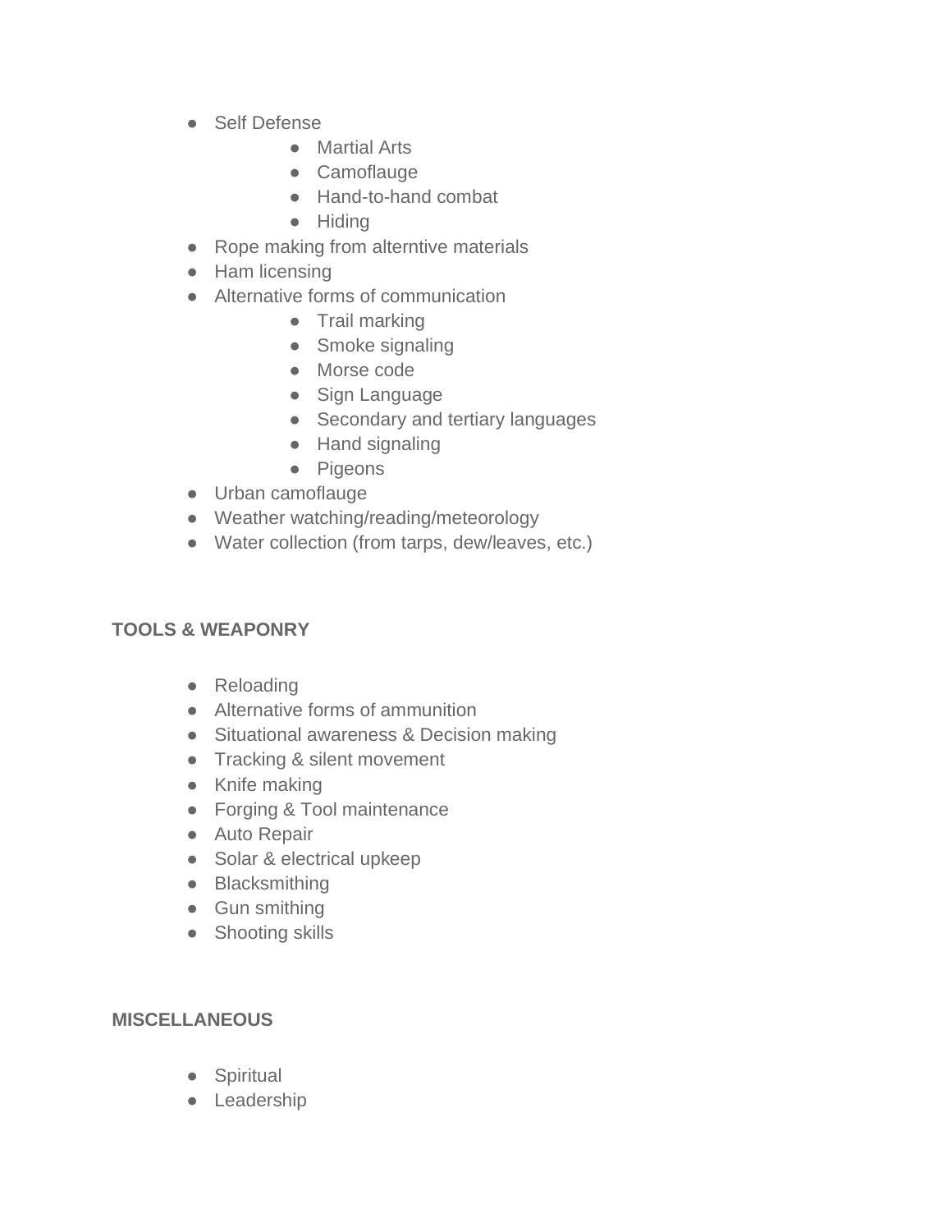- Self Defense
    - Martial Arts
    - Camoflauge
    - Hand-to-hand combat
    - Hiding
- Rope making from alterntive materials
- Ham licensing
- Alternative forms of communication
    - Trail marking
    - Smoke signaling
    - Morse code
    - Sign Language
    - Secondary and tertiary languages
    - Hand signaling
    - Pigeons
- Urban camoflauge
- Weather watching/reading/meteorology
- Water collection (from tarps, dew/leaves, etc.)

**TOOLS & WEAPONRY**

- Reloading
- Alternative forms of ammunition
- Situational awareness & Decision making
- Tracking & silent movement
- Knife making
- Forging & Tool maintenance
- Auto Repair
- Solar & electrical upkeep
- Blacksmithing
- Gun smithing
- Shooting skills

**MISCELLANEOUS**

- Spiritual
- Leadership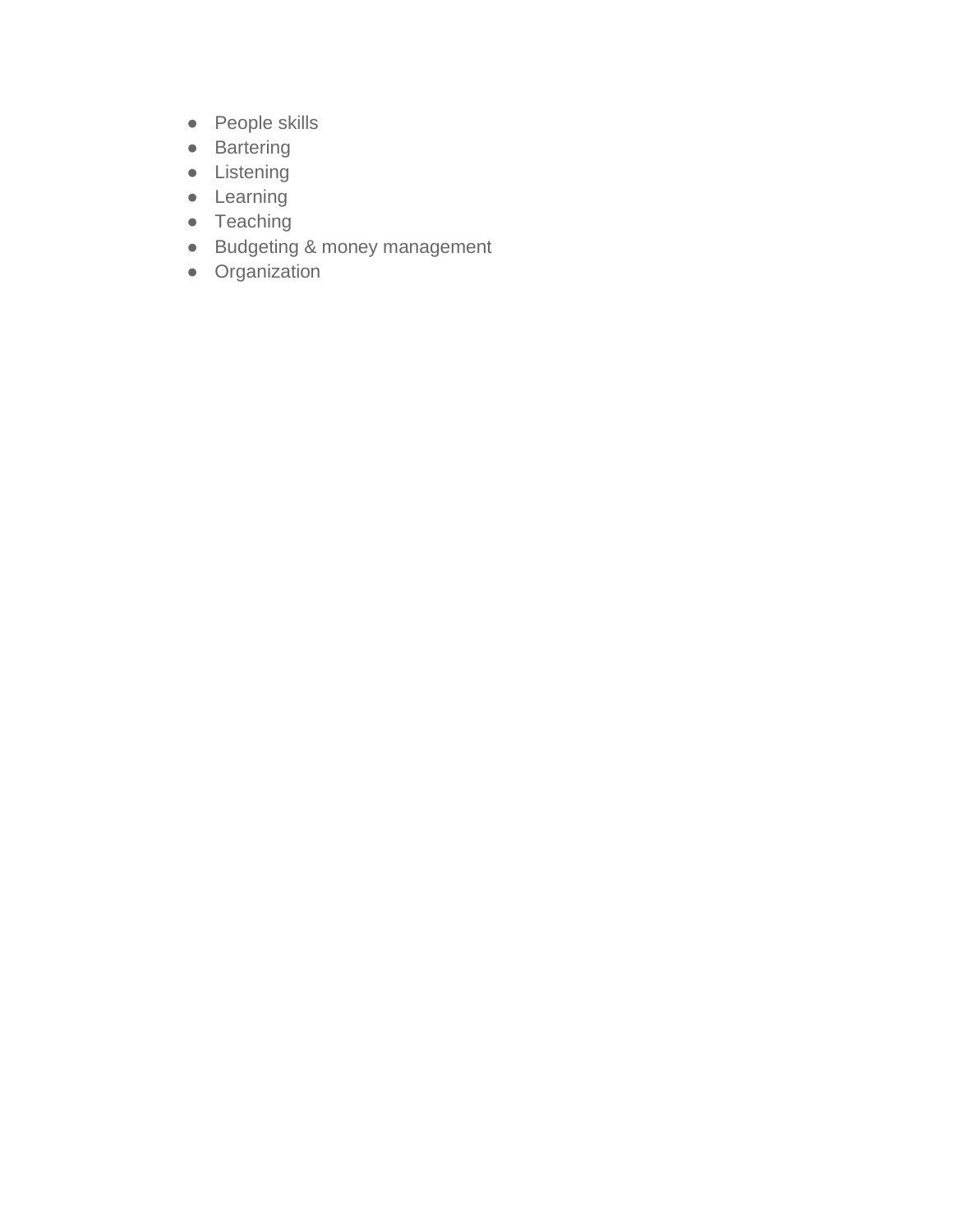- People skills
- Bartering
- Listening
- Learning
- Teaching
- Budgeting & money management
- Organization